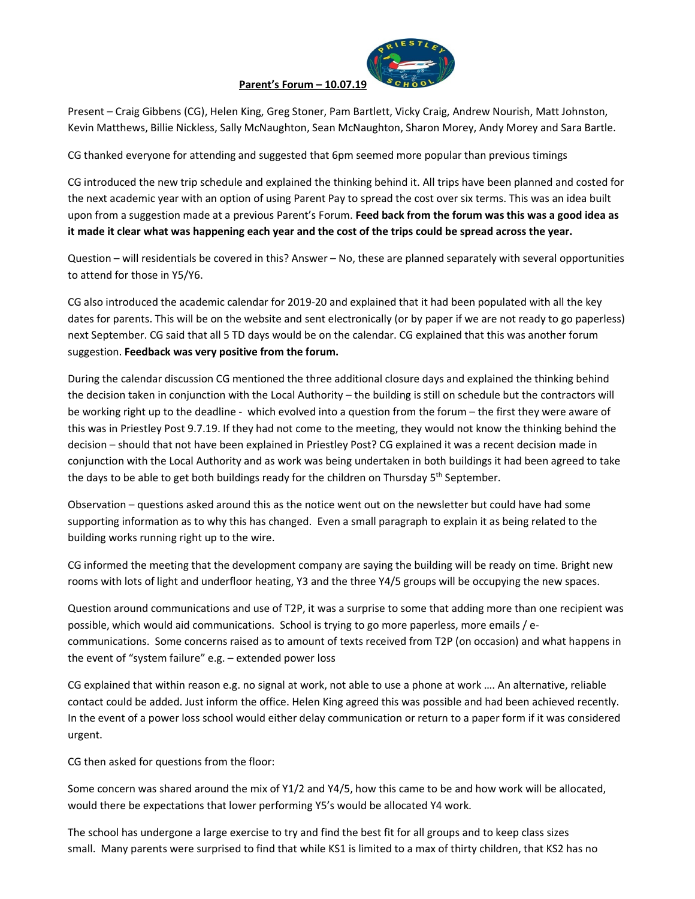**Parent's Forum – 10.07.19**

Present – Craig Gibbens (CG), Helen King, Greg Stoner, Pam Bartlett, Vicky Craig, Andrew Nourish, Matt Johnston, Kevin Matthews, Billie Nickless, Sally McNaughton, Sean McNaughton, Sharon Morey, Andy Morey and Sara Bartle.

CG thanked everyone for attending and suggested that 6pm seemed more popular than previous timings

CG introduced the new trip schedule and explained the thinking behind it. All trips have been planned and costed for the next academic year with an option of using Parent Pay to spread the cost over six terms. This was an idea built upon from a suggestion made at a previous Parent's Forum. **Feed back from the forum was this was a good idea as it made it clear what was happening each year and the cost of the trips could be spread across the year.**

Question – will residentials be covered in this? Answer – No, these are planned separately with several opportunities to attend for those in Y5/Y6.

CG also introduced the academic calendar for 2019-20 and explained that it had been populated with all the key dates for parents. This will be on the website and sent electronically (or by paper if we are not ready to go paperless) next September. CG said that all 5 TD days would be on the calendar. CG explained that this was another forum suggestion. **Feedback was very positive from the forum.**

During the calendar discussion CG mentioned the three additional closure days and explained the thinking behind the decision taken in conjunction with the Local Authority – the building is still on schedule but the contractors will be working right up to the deadline - which evolved into a question from the forum – the first they were aware of this was in Priestley Post 9.7.19. If they had not come to the meeting, they would not know the thinking behind the decision – should that not have been explained in Priestley Post? CG explained it was a recent decision made in conjunction with the Local Authority and as work was being undertaken in both buildings it had been agreed to take the days to be able to get both buildings ready for the children on Thursday 5th September.

Observation – questions asked around this as the notice went out on the newsletter but could have had some supporting information as to why this has changed. Even a small paragraph to explain it as being related to the building works running right up to the wire.

CG informed the meeting that the development company are saying the building will be ready on time. Bright new rooms with lots of light and underfloor heating, Y3 and the three Y4/5 groups will be occupying the new spaces.

Question around communications and use of T2P, it was a surprise to some that adding more than one recipient was possible, which would aid communications. School is trying to go more paperless, more emails / e-communications. Some concerns raised as to amount of texts received from T2P (on occasion) and what happens in the event of "system failure" e.g. – extended power loss

CG explained that within reason e.g. no signal at work, not able to use a phone at work …. An alternative, reliable contact could be added. Just inform the office. Helen King agreed this was possible and had been achieved recently. In the event of a power loss school would either delay communication or return to a paper form if it was considered urgent.

CG then asked for questions from the floor:

Some concern was shared around the mix of Y1/2 and Y4/5, how this came to be and how work will be allocated, would there be expectations that lower performing Y5's would be allocated Y4 work.

The school has undergone a large exercise to try and find the best fit for all groups and to keep class sizes small. Many parents were surprised to find that while KS1 is limited to a max of thirty children, that KS2 has no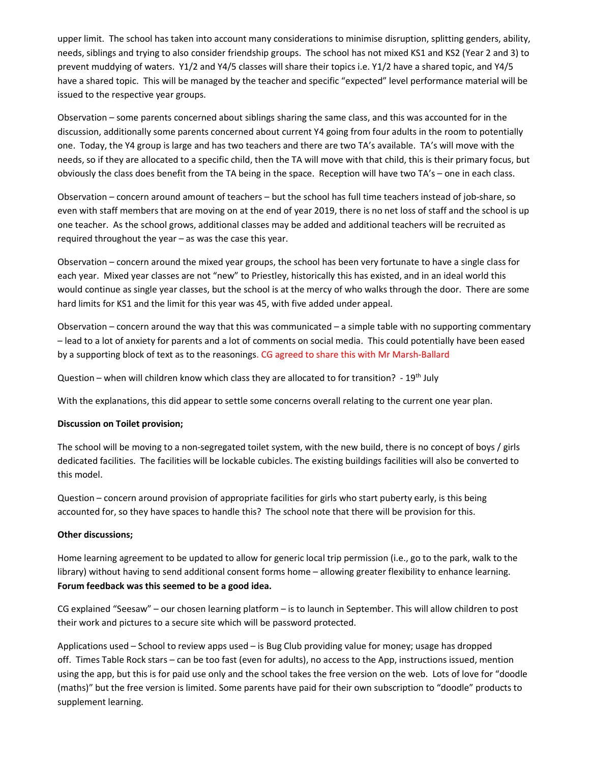upper limit. The school has taken into account many considerations to minimise disruption, splitting genders, ability, needs, siblings and trying to also consider friendship groups. The school has not mixed KS1 and KS2 (Year 2 and 3) to prevent muddying of waters. Y1/2 and Y4/5 classes will share their topics i.e. Y1/2 have a shared topic, and Y4/5 have a shared topic. This will be managed by the teacher and specific "expected" level performance material will be issued to the respective year groups.

Observation – some parents concerned about siblings sharing the same class, and this was accounted for in the discussion, additionally some parents concerned about current Y4 going from four adults in the room to potentially one. Today, the Y4 group is large and has two teachers and there are two TA's available. TA's will move with the needs, so if they are allocated to a specific child, then the TA will move with that child, this is their primary focus, but obviously the class does benefit from the TA being in the space. Reception will have two TA's – one in each class.

Observation – concern around amount of teachers – but the school has full time teachers instead of job-share, so even with staff members that are moving on at the end of year 2019, there is no net loss of staff and the school is up one teacher. As the school grows, additional classes may be added and additional teachers will be recruited as required throughout the year – as was the case this year.

Observation – concern around the mixed year groups, the school has been very fortunate to have a single class for each year. Mixed year classes are not "new" to Priestley, historically this has existed, and in an ideal world this would continue as single year classes, but the school is at the mercy of who walks through the door. There are some hard limits for KS1 and the limit for this year was 45, with five added under appeal.

Observation – concern around the way that this was communicated – a simple table with no supporting commentary – lead to a lot of anxiety for parents and a lot of comments on social media. This could potentially have been eased by a supporting block of text as to the reasonings. CG agreed to share this with Mr Marsh-Ballard

Question – when will children know which class they are allocated to for transition? - 19th July

With the explanations, this did appear to settle some concerns overall relating to the current one year plan.

**Discussion on Toilet provision;**

The school will be moving to a non-segregated toilet system, with the new build, there is no concept of boys / girls dedicated facilities. The facilities will be lockable cubicles. The existing buildings facilities will also be converted to this model.

Question – concern around provision of appropriate facilities for girls who start puberty early, is this being accounted for, so they have spaces to handle this? The school note that there will be provision for this.

**Other discussions;**

Home learning agreement to be updated to allow for generic local trip permission (i.e., go to the park, walk to the library) without having to send additional consent forms home – allowing greater flexibility to enhance learning. **Forum feedback was this seemed to be a good idea.**

CG explained "Seesaw" – our chosen learning platform – is to launch in September. This will allow children to post their work and pictures to a secure site which will be password protected.

Applications used – School to review apps used – is Bug Club providing value for money; usage has dropped off. Times Table Rock stars – can be too fast (even for adults), no access to the App, instructions issued, mention using the app, but this is for paid use only and the school takes the free version on the web. Lots of love for "doodle (maths)" but the free version is limited. Some parents have paid for their own subscription to "doodle" products to supplement learning.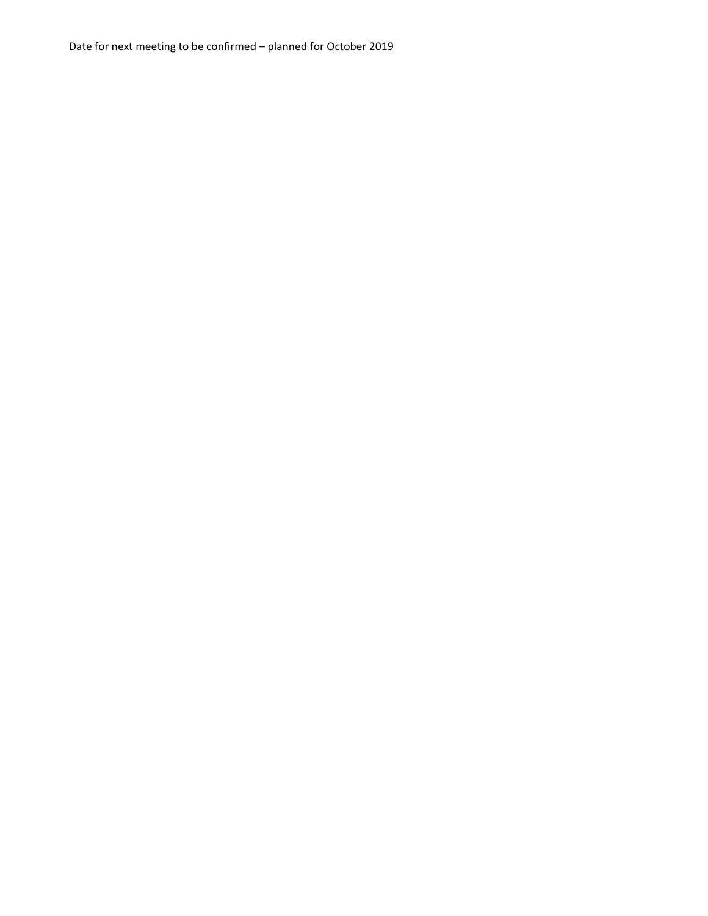Date for next meeting to be confirmed – planned for October 2019